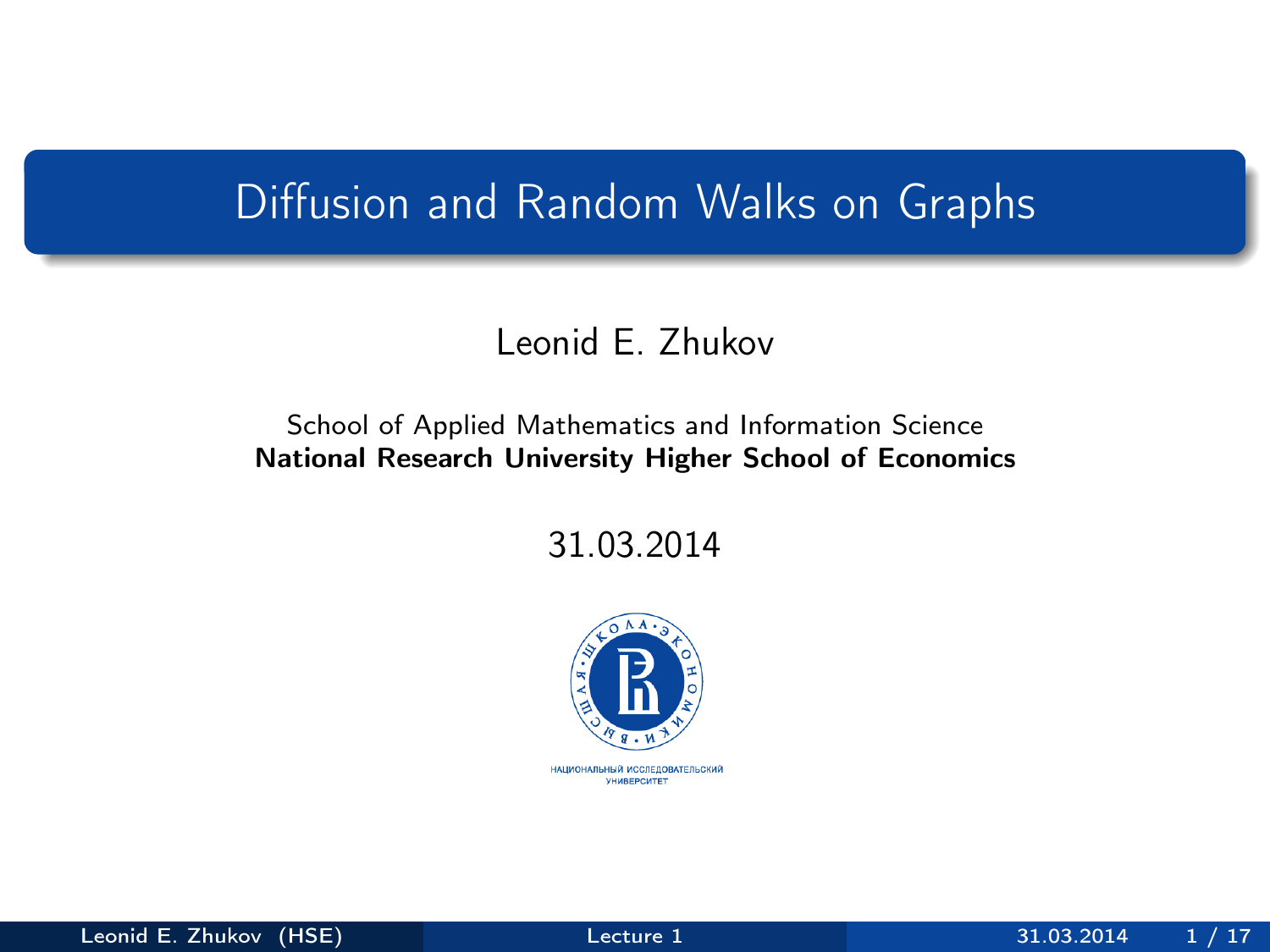# Diffusion and Random Walks on Graphs

Leonid E. Zhukov

School of Applied Mathematics and Information Science
**National Research University Higher School of Economics**

31.03.2014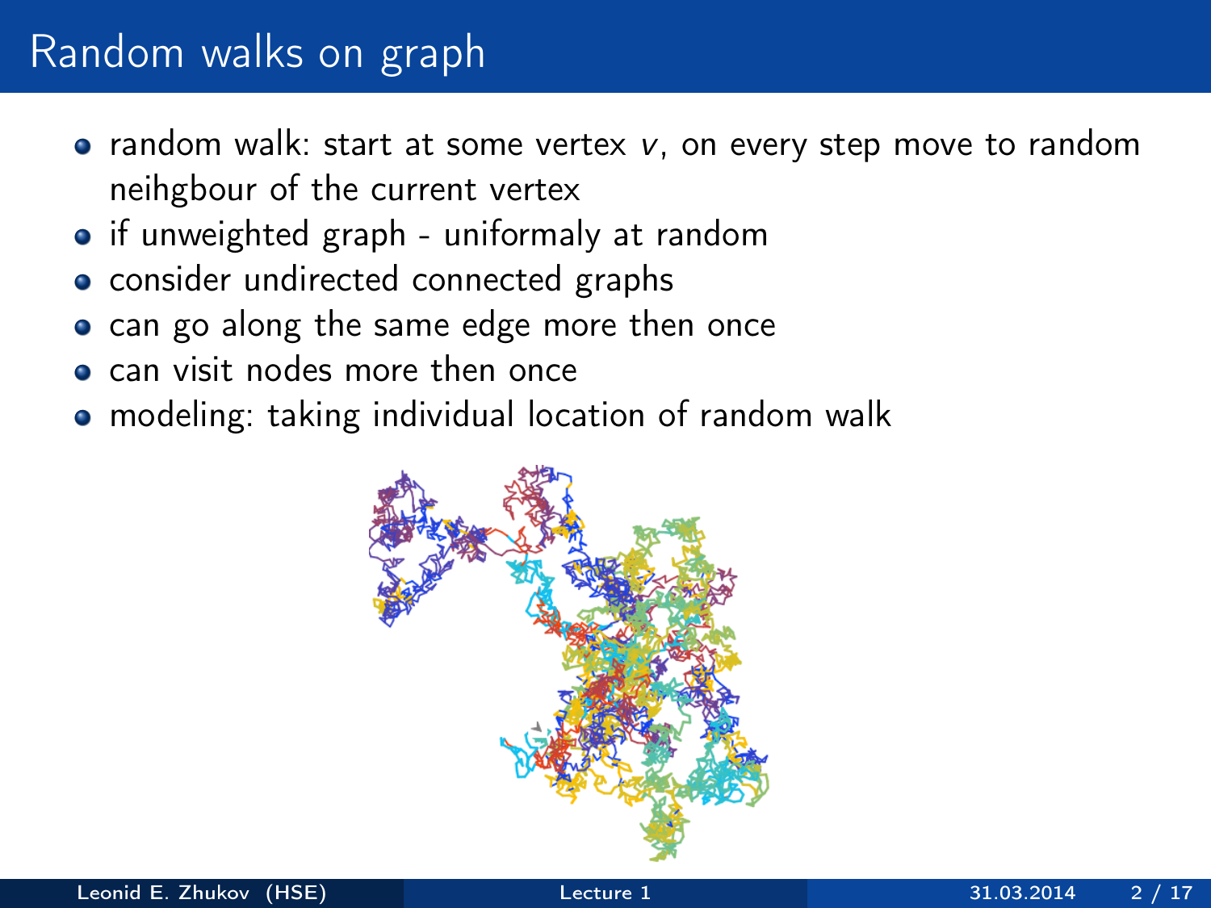# Random walks on graph

- random walk: start at some vertex $v$, on every step move to random neihgbour of the current vertex
- if unweighted graph - uniformaly at random
- consider undirected connected graphs
- can go along the same edge more then once
- can visit nodes more then once
- modeling: taking individual location of random walk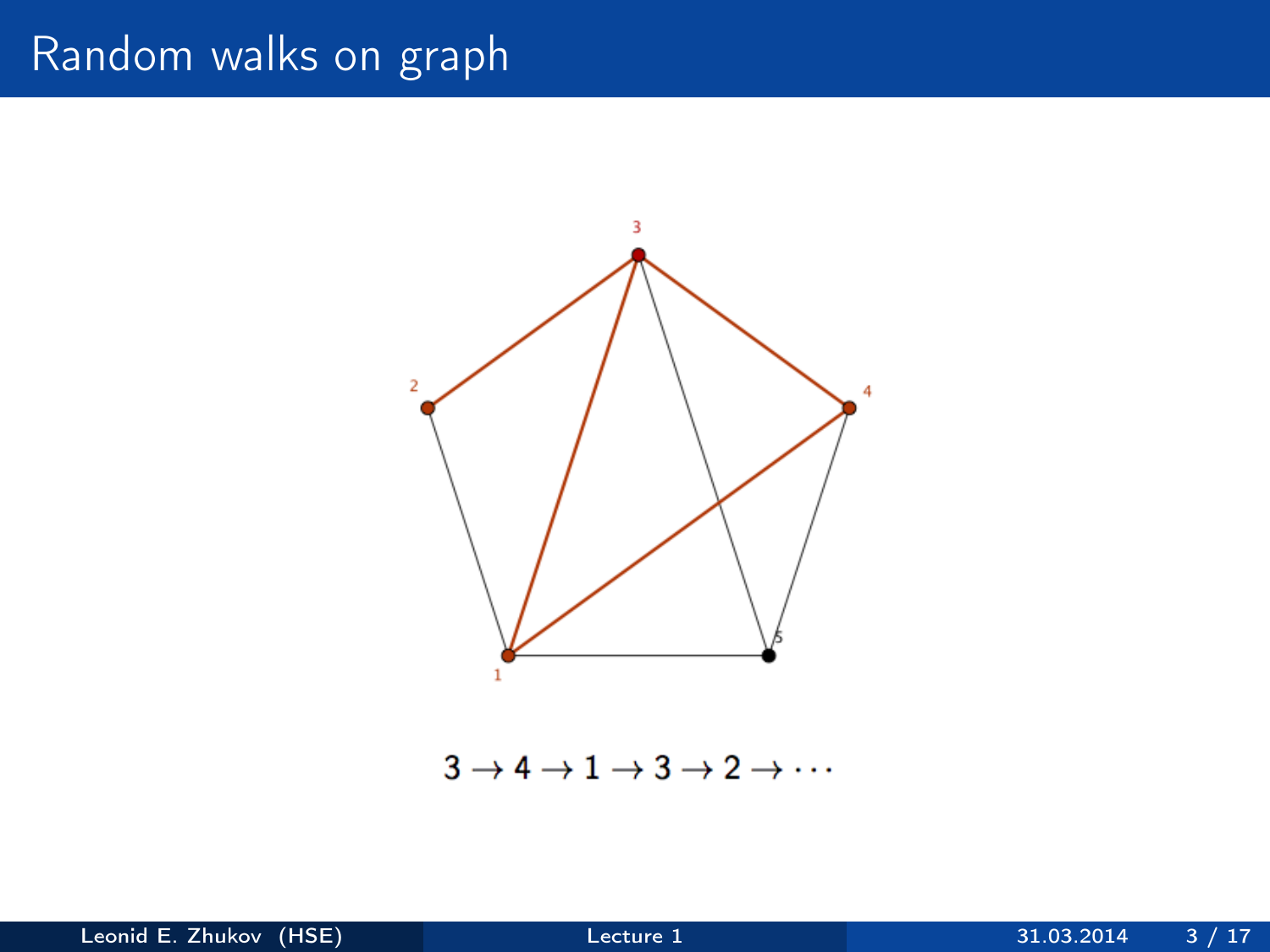# Random walks on graph

$$3 \rightarrow 4 \rightarrow 1 \rightarrow 3 \rightarrow 2 \rightarrow \cdots$$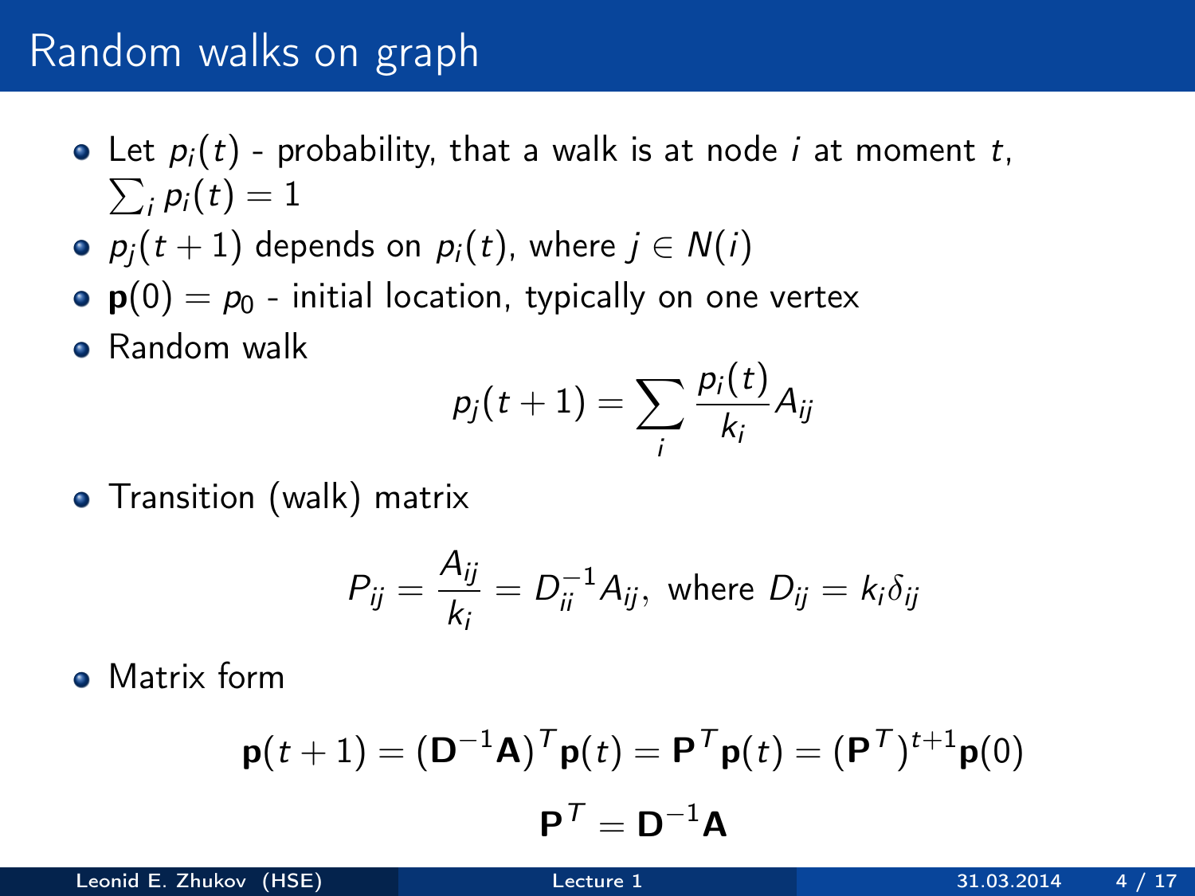# Random walks on graph

- Let $p_i(t)$ - probability, that a walk is at node $i$ at moment $t$, $\sum_i p_i(t) = 1$
- $p_j(t+1)$ depends on $p_i(t)$, where $j \in N(i)$
- $\mathbf{p}(0) = p_0$ - initial location, typically on one vertex
- Random walk

$$p_j(t+1) = \sum_i \frac{p_i(t)}{k_i} A_{ij}$$

- Transition (walk) matrix

$$P_{ij} = \frac{A_{ij}}{k_i} = D_{ii}^{-1} A_{ij}, \text{ where } D_{ij} = k_i \delta_{ij}$$

- Matrix form

$$\mathbf{p}(t+1) = (\mathbf{D}^{-1}\mathbf{A})^T \mathbf{p}(t) = \mathbf{P}^T \mathbf{p}(t) = (\mathbf{P}^T)^{t+1} \mathbf{p}(0)$$

$$\mathbf{P}^T = \mathbf{D}^{-1}\mathbf{A}$$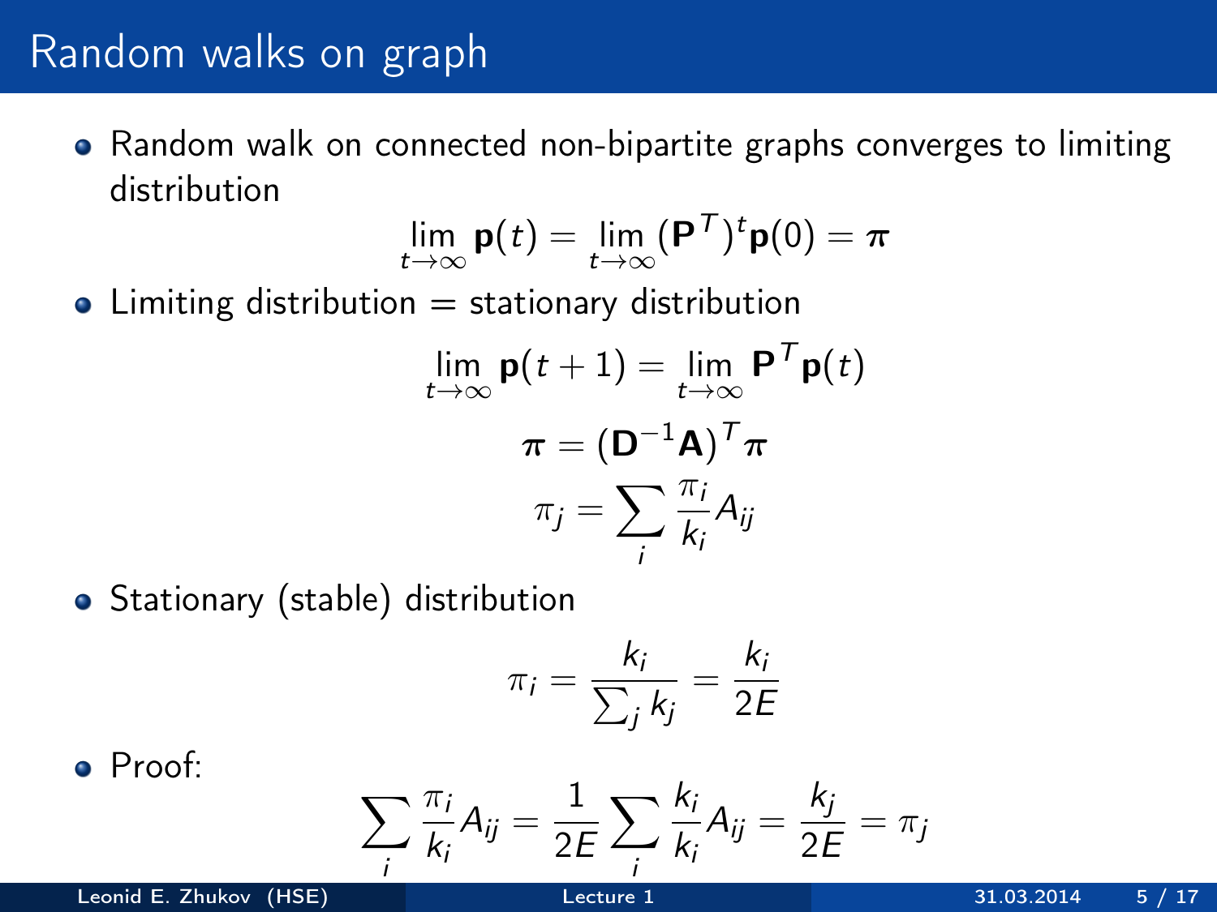# Random walks on graph

- Random walk on connected non-bipartite graphs converges to limiting distribution

$$\lim_{t\to\infty} \mathbf{p}(t) = \lim_{t\to\infty} (\mathbf{P}^T)^t \mathbf{p}(0) = \boldsymbol{\pi}$$

- Limiting distribution = stationary distribution

$$\lim_{t\to\infty} \mathbf{p}(t+1) = \lim_{t\to\infty} \mathbf{P}^T \mathbf{p}(t)$$

$$\boldsymbol{\pi} = (\mathbf{D}^{-1}\mathbf{A})^T \boldsymbol{\pi}$$

$$\pi_j = \sum_i \frac{\pi_i}{k_i} A_{ij}$$

- Stationary (stable) distribution

$$\pi_i = \frac{k_i}{\sum_j k_j} = \frac{k_i}{2E}$$

- Proof:

$$\sum_i \frac{\pi_i}{k_i} A_{ij} = \frac{1}{2E} \sum_i \frac{k_i}{k_i} A_{ij} = \frac{k_j}{2E} = \pi_j$$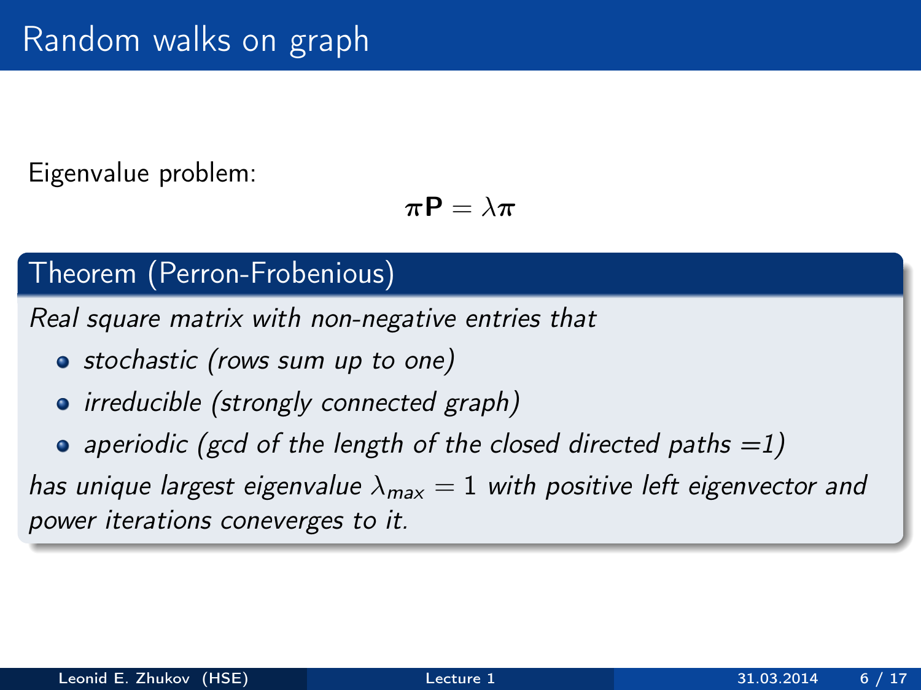# Random walks on graph

Eigenvalue problem:

$$\boldsymbol{\pi} \mathbf{P} = \lambda \boldsymbol{\pi}$$

**Theorem (Perron-Frobenious)**

*Real square matrix with non-negative entries that*

- *stochastic (rows sum up to one)*
- *irreducible (strongly connected graph)*
- *aperiodic (gcd of the length of the closed directed paths =1)*

*has unique largest eigenvalue $\lambda_{max} = 1$ with positive left eigenvector and power iterations coneverges to it.*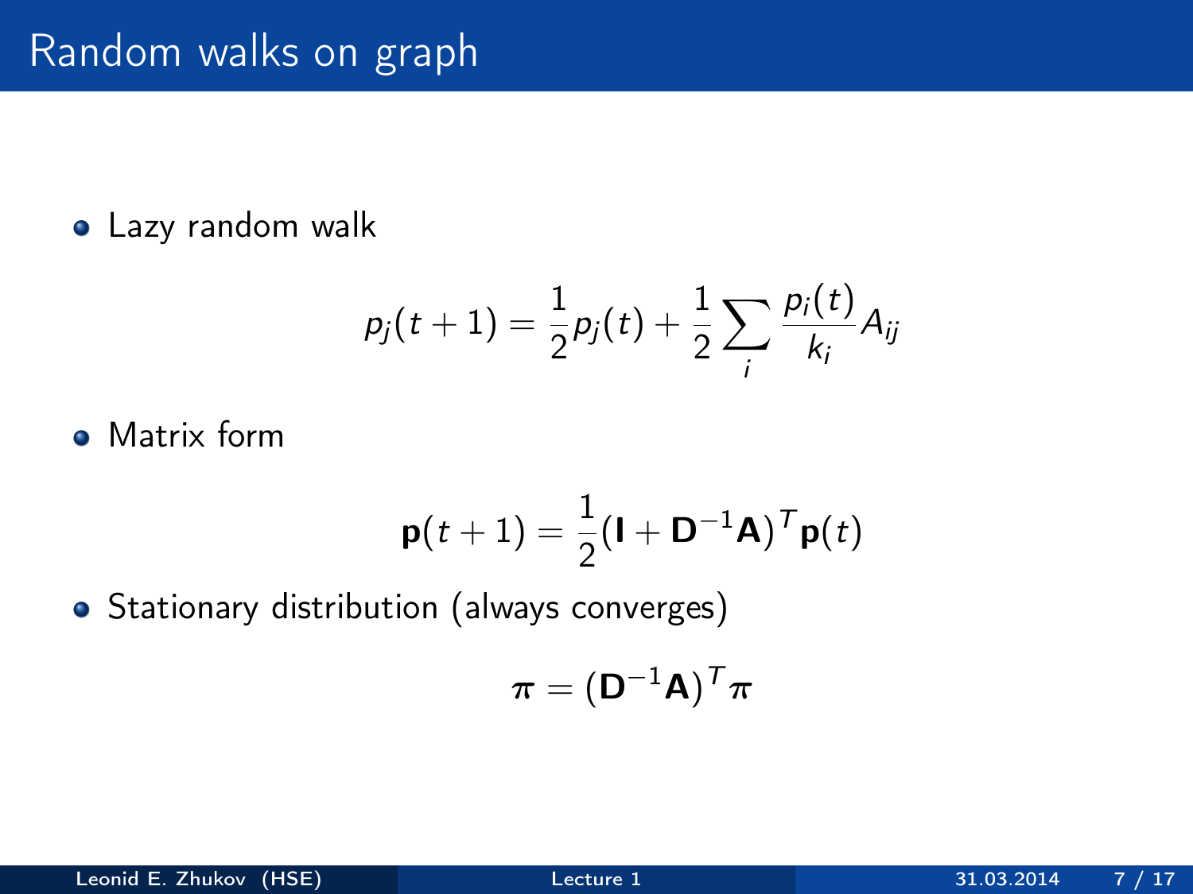# Random walks on graph

- Lazy random walk

$$p_j(t+1) = \frac{1}{2}p_j(t) + \frac{1}{2}\sum_i \frac{p_i(t)}{k_i}A_{ij}$$

- Matrix form

$$\mathbf{p}(t+1) = \frac{1}{2}(\mathbf{I} + \mathbf{D}^{-1}\mathbf{A})^T\mathbf{p}(t)$$

- Stationary distribution (always converges)

$$\boldsymbol{\pi} = (\mathbf{D}^{-1}\mathbf{A})^T\boldsymbol{\pi}$$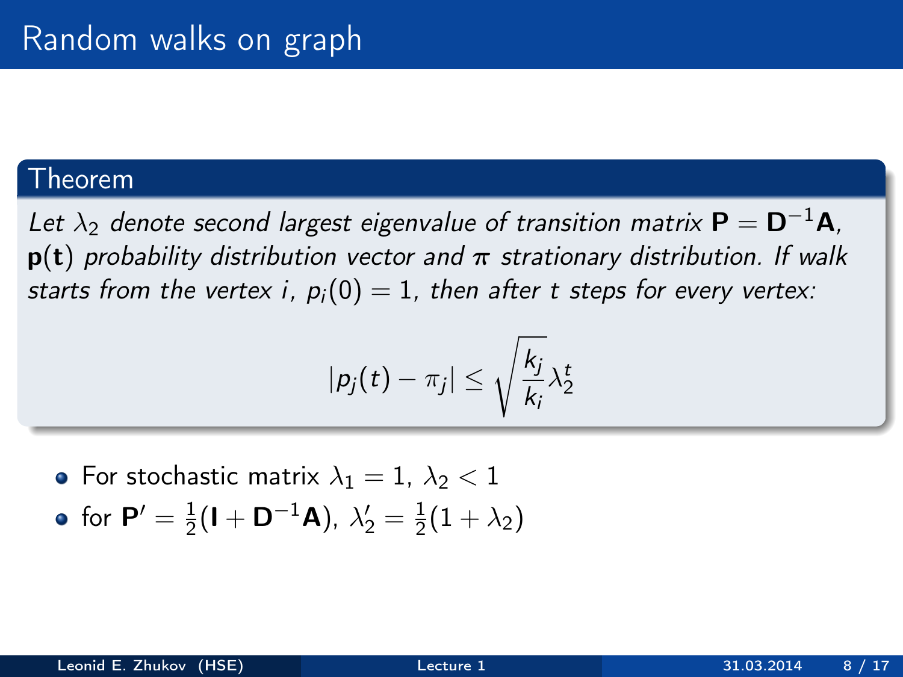# Random walks on graph

**Theorem**

*Let $\lambda_2$ denote second largest eigenvalue of transition matrix $\mathbf{P} = \mathbf{D}^{-1}\mathbf{A}$, $\mathbf{p(t)}$ probability distribution vector and $\boldsymbol{\pi}$ strationary distribution. If walk starts from the vertex $i$, $p_i(0) = 1$, then after $t$ steps for every vertex:*

$$|p_j(t) - \pi_j| \leq \sqrt{\frac{k_j}{k_i}} \lambda_2^t$$

- For stochastic matrix $\lambda_1 = 1$, $\lambda_2 < 1$
- for $\mathbf{P}' = \frac{1}{2}(\mathbf{I} + \mathbf{D}^{-1}\mathbf{A})$, $\lambda_2' = \frac{1}{2}(1 + \lambda_2)$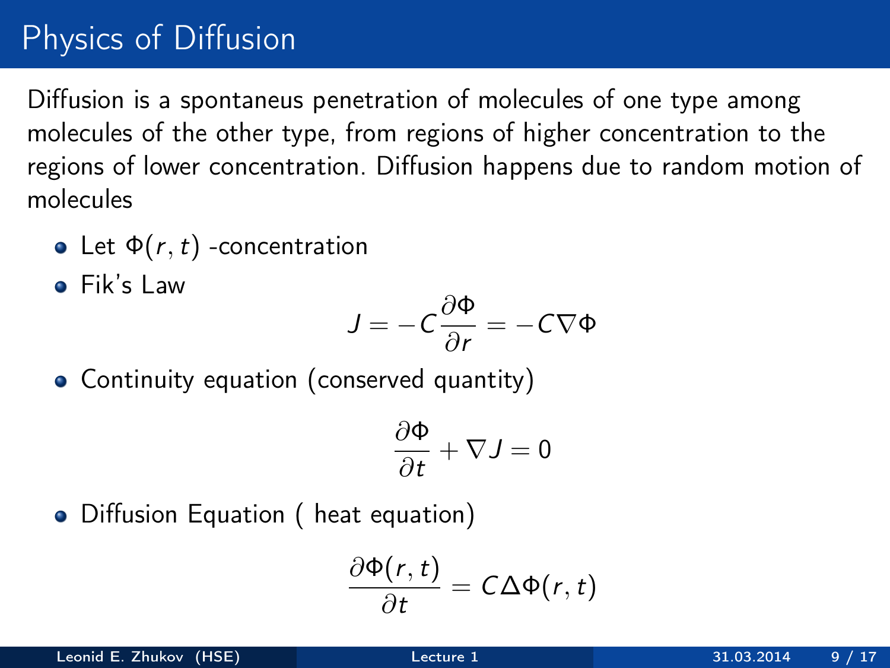# Physics of Diffusion

Diffusion is a spontaneus penetration of molecules of one type among molecules of the other type, from regions of higher concentration to the regions of lower concentration. Diffusion happens due to random motion of molecules

- Let $\Phi(r, t)$ -concentration
- Fik's Law

$$J = -C\frac{\partial \Phi}{\partial r} = -C\nabla\Phi$$

- Continuity equation (conserved quantity)

$$\frac{\partial \Phi}{\partial t} + \nabla J = 0$$

- Diffusion Equation ( heat equation)

$$\frac{\partial \Phi(r, t)}{\partial t} = C\Delta\Phi(r, t)$$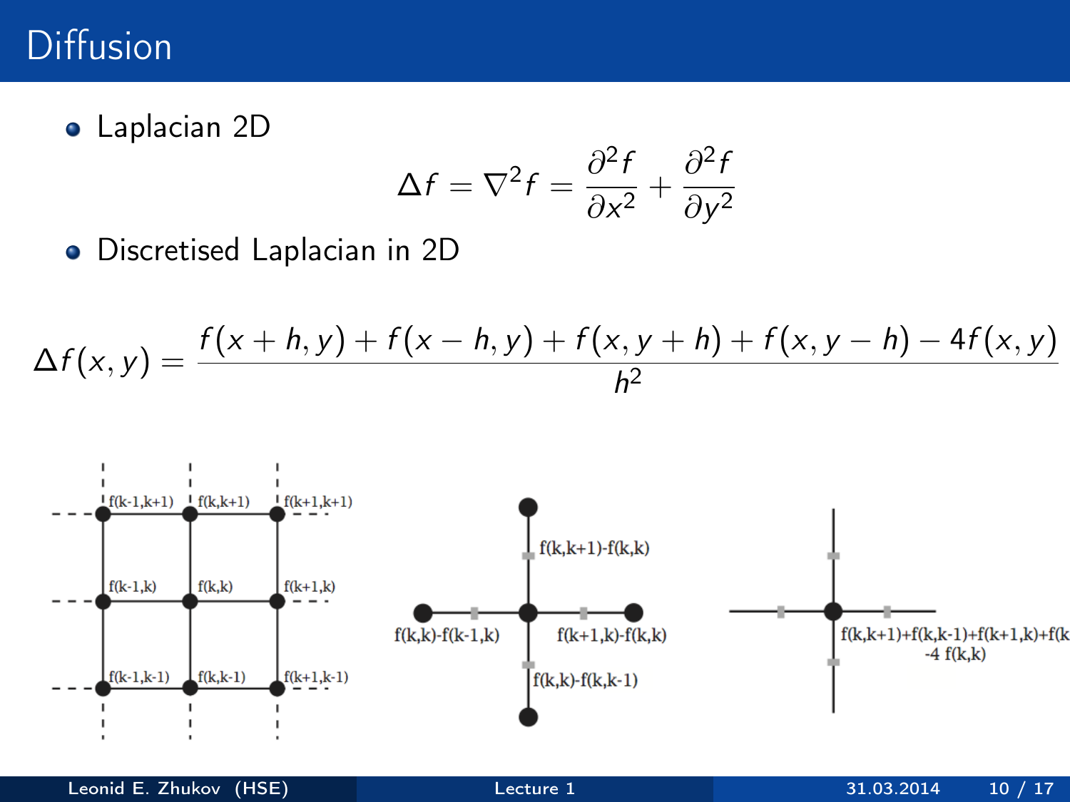# Diffusion

- Laplacian 2D

$$\Delta f = \nabla^2 f = \frac{\partial^2 f}{\partial x^2} + \frac{\partial^2 f}{\partial y^2}$$

- Discretised Laplacian in 2D

$$\Delta f(x,y) = \frac{f(x+h,y) + f(x-h,y) + f(x,y+h) + f(x,y-h) - 4f(x,y)}{h^2}$$

f(k-1,k+1) f(k,k+1) f(k+1,k+1)

f(k-1,k) f(k,k) f(k+1,k)

f(k-1,k-1) f(k,k-1) f(k+1,k-1)

f(k,k+1)-f(k,k)

f(k,k)-f(k-1,k) f(k+1,k)-f(k,k)

f(k,k)-f(k,k-1)

f(k,k+1)+f(k,k-1)+f(k+1,k)+f(k
-4 f(k,k)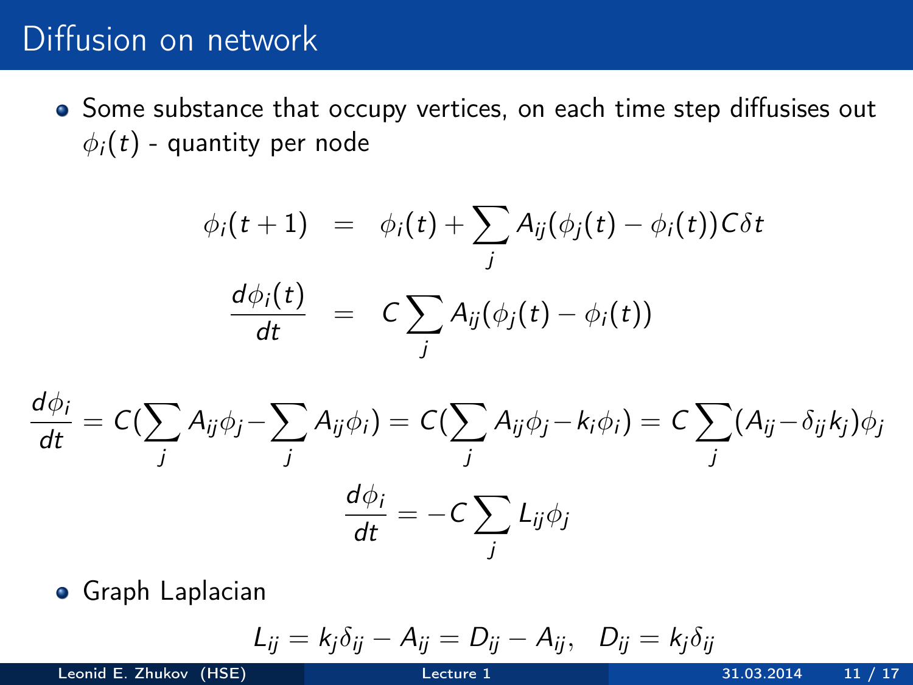# Diffusion on network

- Some substance that occupy vertices, on each time step diffusises out $\phi_i(t)$ - quantity per node

$$
\begin{aligned}
\phi_i(t+1) &= \phi_i(t) + \sum_j A_{ij}(\phi_j(t) - \phi_i(t)) C\delta t \\
\frac{d\phi_i(t)}{dt} &= C \sum_j A_{ij}(\phi_j(t) - \phi_i(t))
\end{aligned}
$$

$$
\frac{d\phi_i}{dt} = C(\sum_j A_{ij}\phi_j - \sum_j A_{ij}\phi_i) = C(\sum_j A_{ij}\phi_j - k_i\phi_i) = C\sum_j (A_{ij} - \delta_{ij}k_j)\phi_j
$$

$$
\frac{d\phi_i}{dt} = -C\sum_j L_{ij}\phi_j
$$

- Graph Laplacian

$$
L_{ij} = k_j\delta_{ij} - A_{ij} = D_{ij} - A_{ij}, \quad D_{ij} = k_j\delta_{ij}
$$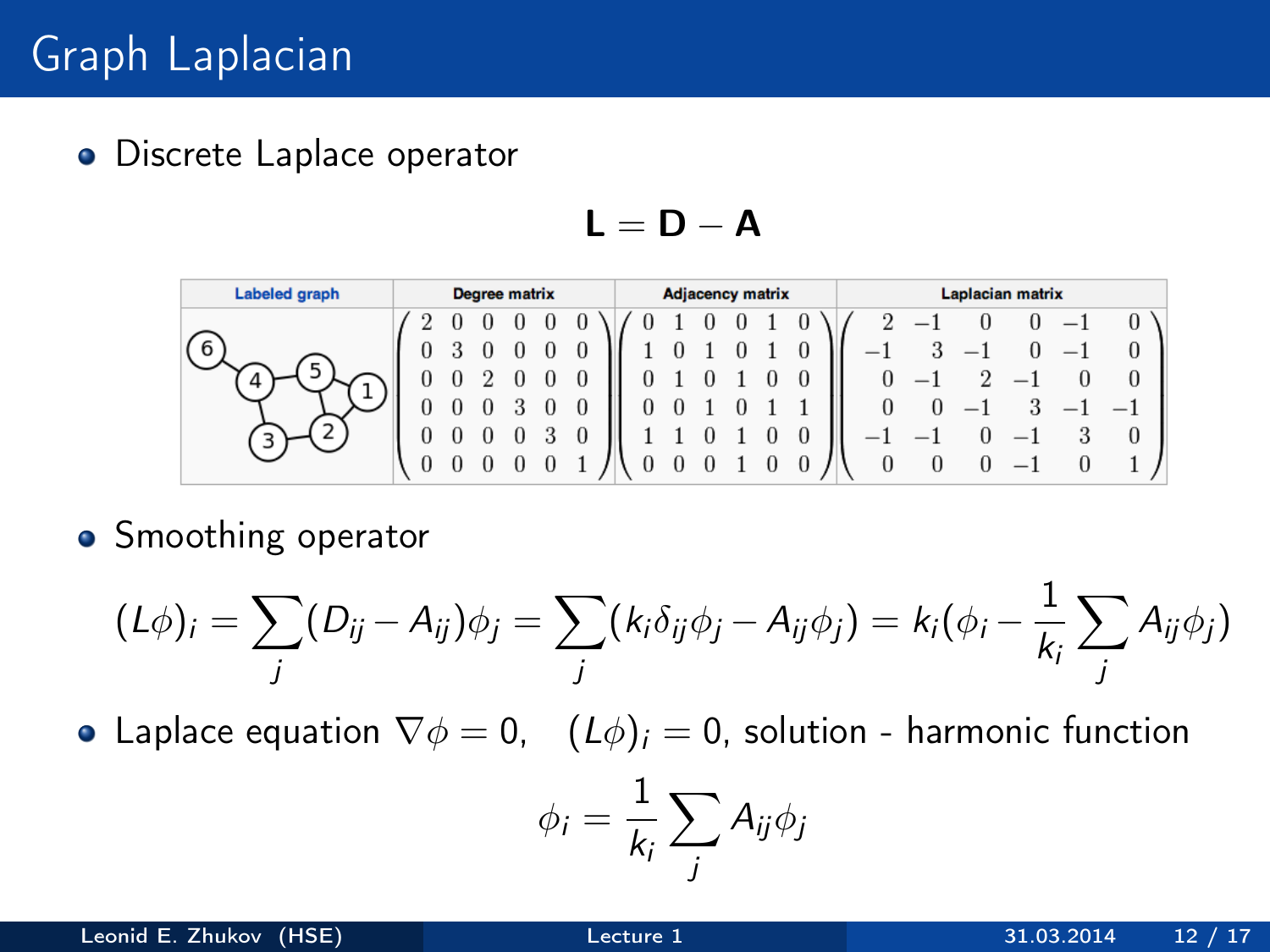# Graph Laplacian

- Discrete Laplace operator

$$\mathbf{L} = \mathbf{D} - \mathbf{A}$$

| Labeled graph | Degree matrix | Adjacency matrix | Laplacian matrix |
|---|---|---|---|
| | $\begin{pmatrix} 2 & 0 & 0 & 0 & 0 & 0 \\ 0 & 3 & 0 & 0 & 0 & 0 \\ 0 & 0 & 2 & 0 & 0 & 0 \\ 0 & 0 & 0 & 3 & 0 & 0 \\ 0 & 0 & 0 & 0 & 3 & 0 \\ 0 & 0 & 0 & 0 & 0 & 1 \end{pmatrix}$ | $\begin{pmatrix} 0 & 1 & 0 & 0 & 1 & 0 \\ 1 & 0 & 1 & 0 & 1 & 0 \\ 0 & 1 & 0 & 1 & 0 & 0 \\ 0 & 0 & 1 & 0 & 1 & 1 \\ 1 & 1 & 0 & 1 & 0 & 0 \\ 0 & 0 & 0 & 1 & 0 & 0 \end{pmatrix}$ | $\begin{pmatrix} 2 & -1 & 0 & 0 & -1 & 0 \\ -1 & 3 & -1 & 0 & -1 & 0 \\ 0 & -1 & 2 & -1 & 0 & 0 \\ 0 & 0 & -1 & 3 & -1 & -1 \\ -1 & -1 & 0 & -1 & 3 & 0 \\ 0 & 0 & 0 & -1 & 0 & 1 \end{pmatrix}$ |

- Smoothing operator

$$(L\phi)_i = \sum_j (D_{ij} - A_{ij})\phi_j = \sum_j (k_i \delta_{ij}\phi_j - A_{ij}\phi_j) = k_i(\phi_i - \frac{1}{k_i}\sum_j A_{ij}\phi_j)$$

- Laplace equation $\nabla\phi = 0$, $\quad (L\phi)_i = 0$, solution - harmonic function

$$\phi_i = \frac{1}{k_i}\sum_j A_{ij}\phi_j$$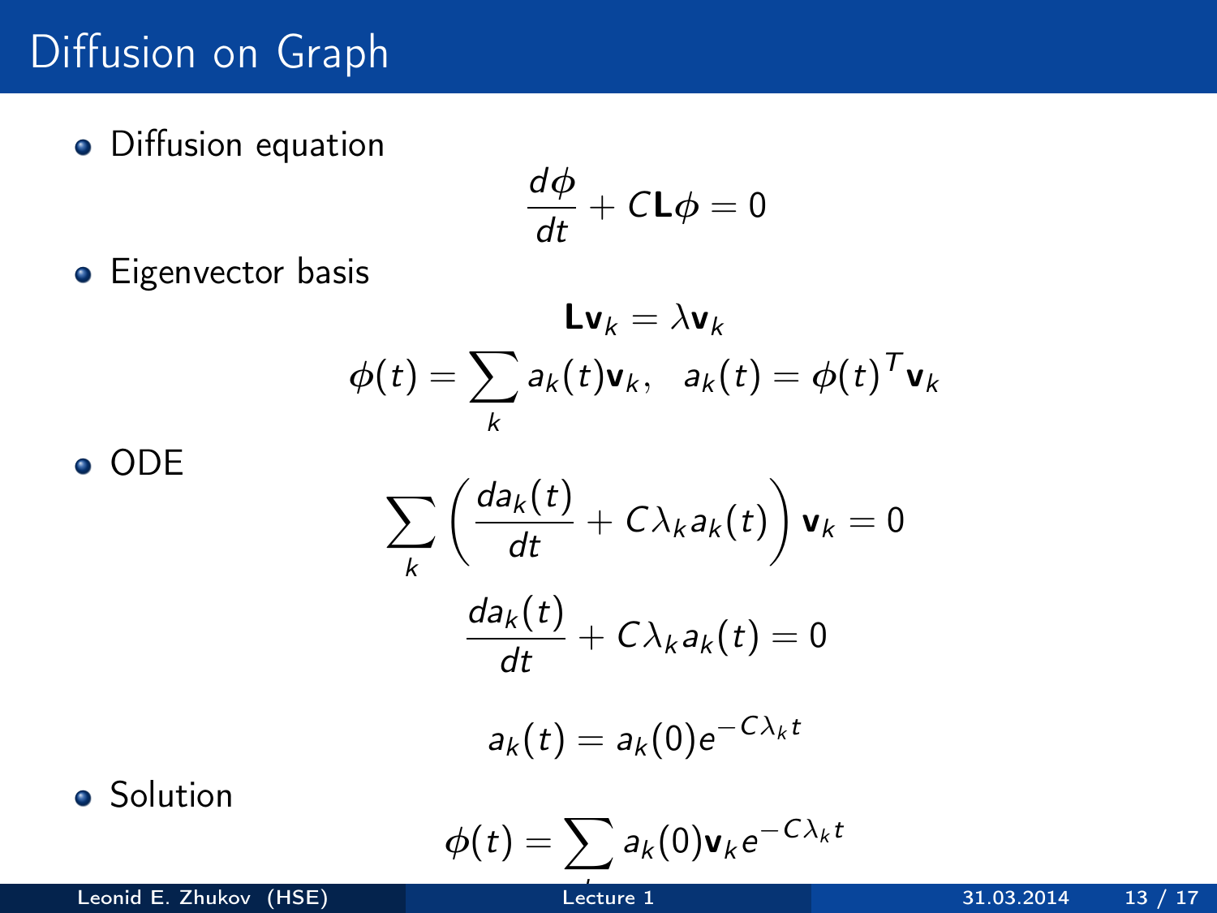# Diffusion on Graph

- Diffusion equation

$$\frac{d\phi}{dt} + C\mathbf{L}\phi = 0$$

- Eigenvector basis

$$\mathbf{L}\mathbf{v}_k = \lambda \mathbf{v}_k$$

$$\phi(t) = \sum_k a_k(t)\mathbf{v}_k, \quad a_k(t) = \phi(t)^T \mathbf{v}_k$$

- ODE

$$\sum_k \left( \frac{da_k(t)}{dt} + C\lambda_k a_k(t) \right) \mathbf{v}_k = 0$$

$$\frac{da_k(t)}{dt} + C\lambda_k a_k(t) = 0$$

$$a_k(t) = a_k(0) e^{-C\lambda_k t}$$

- Solution

$$\phi(t) = \sum_k a_k(0)\mathbf{v}_k e^{-C\lambda_k t}$$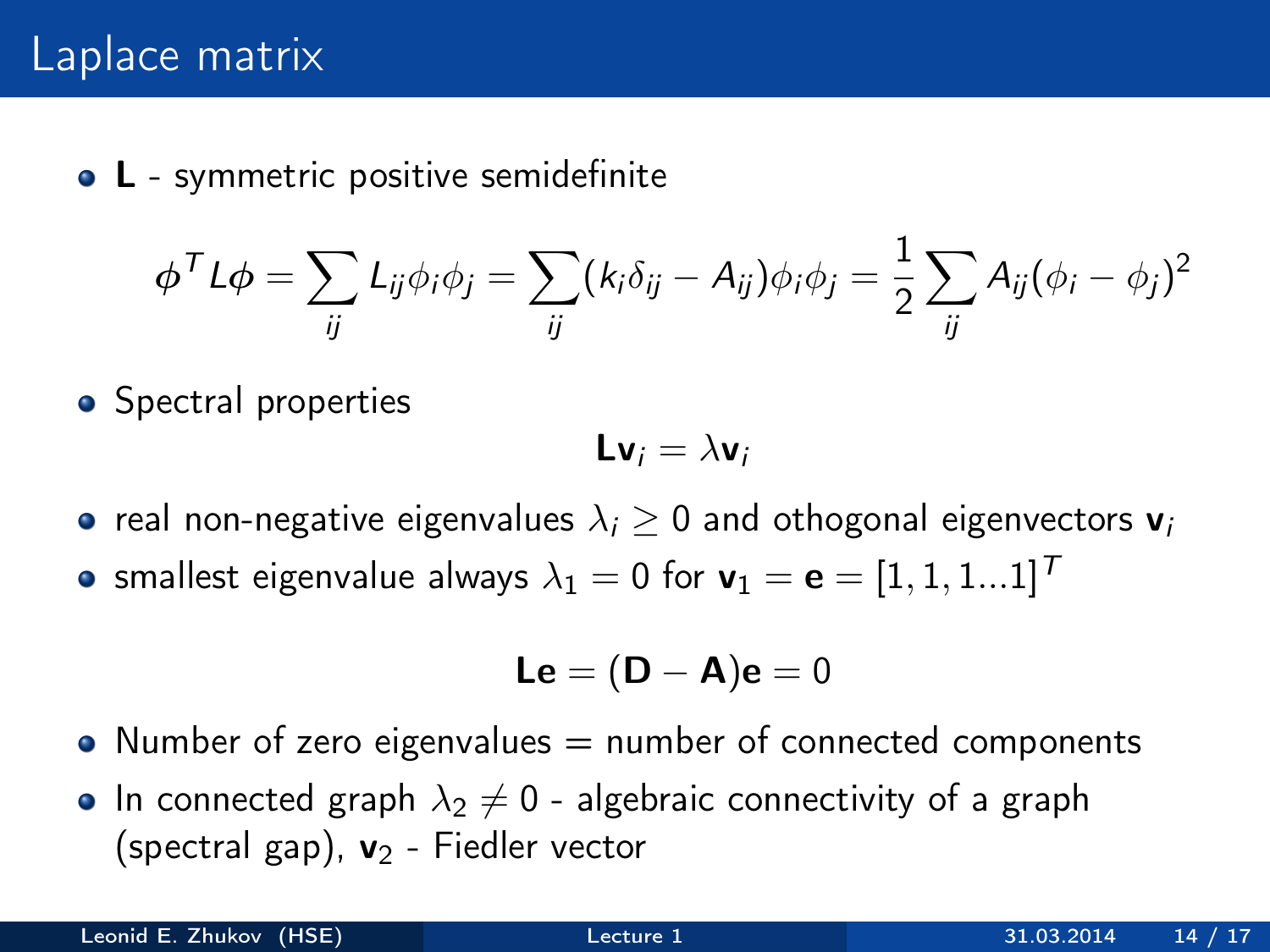# Laplace matrix

- $\mathbf{L}$ - symmetric positive semidefinite

$$\phi^T L \phi = \sum_{ij} L_{ij}\phi_i\phi_j = \sum_{ij}(k_i\delta_{ij} - A_{ij})\phi_i\phi_j = \frac{1}{2}\sum_{ij} A_{ij}(\phi_i - \phi_j)^2$$

- Spectral properties

$$\mathbf{L}\mathbf{v}_i = \lambda \mathbf{v}_i$$

- real non-negative eigenvalues $\lambda_i \geq 0$ and othogonal eigenvectors $\mathbf{v}_i$
- smallest eigenvalue always $\lambda_1 = 0$ for $\mathbf{v}_1 = \mathbf{e} = [1, 1, 1...1]^T$

$$\mathbf{L}\mathbf{e} = (\mathbf{D} - \mathbf{A})\mathbf{e} = 0$$

- Number of zero eigenvalues = number of connected components
- In connected graph $\lambda_2 \neq 0$ - algebraic connectivity of a graph (spectral gap), $\mathbf{v}_2$ - Fiedler vector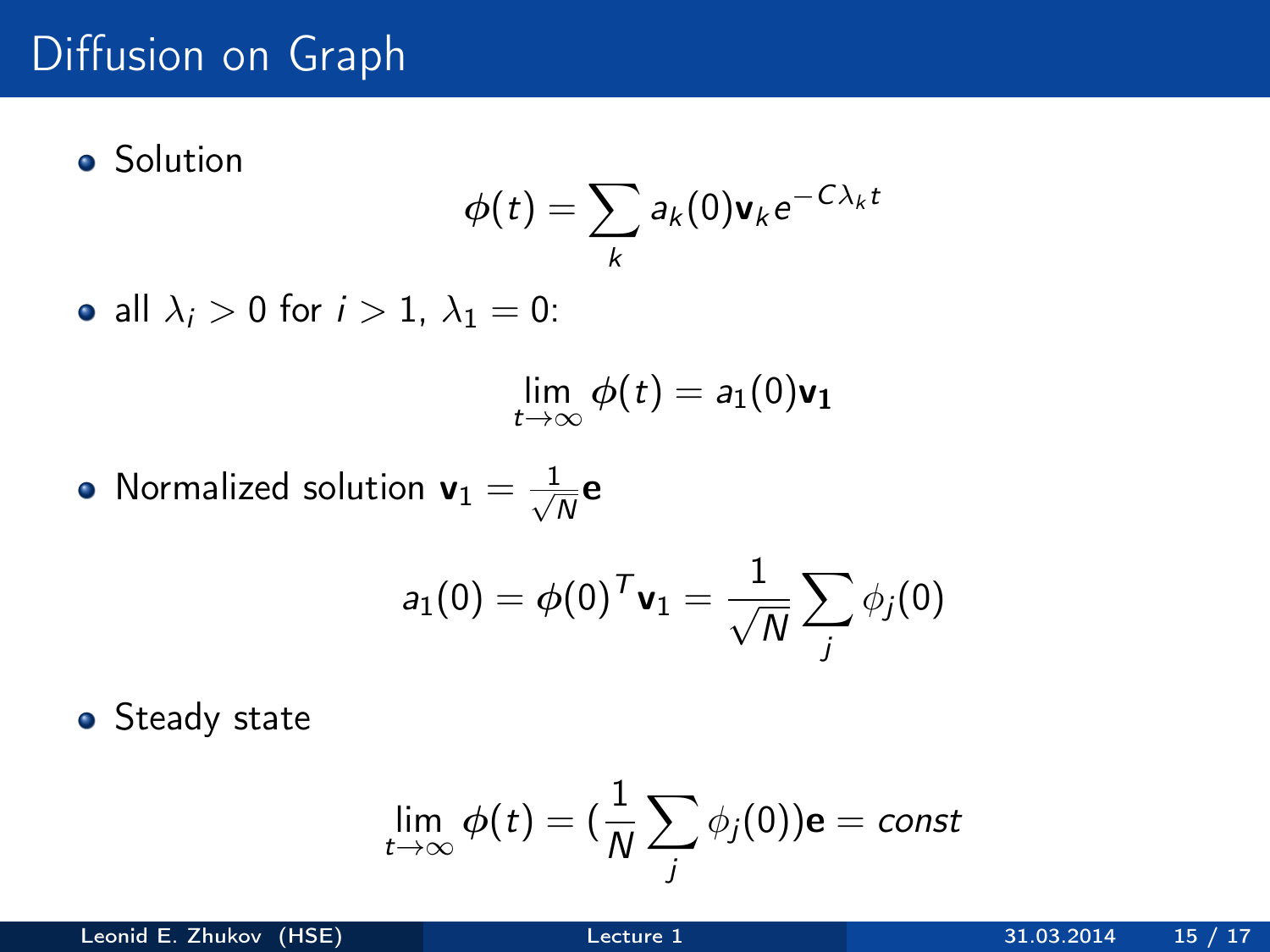# Diffusion on Graph

- Solution

$$\phi(t) = \sum_k a_k(0) \mathbf{v}_k e^{-C\lambda_k t}$$

- all $\lambda_i > 0$ for $i > 1$, $\lambda_1 = 0$:

$$\lim_{t \to \infty} \phi(t) = a_1(0) \mathbf{v_1}$$

- Normalized solution $\mathbf{v}_1 = \frac{1}{\sqrt{N}} \mathbf{e}$

$$a_1(0) = \phi(0)^T \mathbf{v}_1 = \frac{1}{\sqrt{N}} \sum_j \phi_j(0)$$

- Steady state

$$\lim_{t \to \infty} \phi(t) = (\frac{1}{N} \sum_j \phi_j(0)) \mathbf{e} = const$$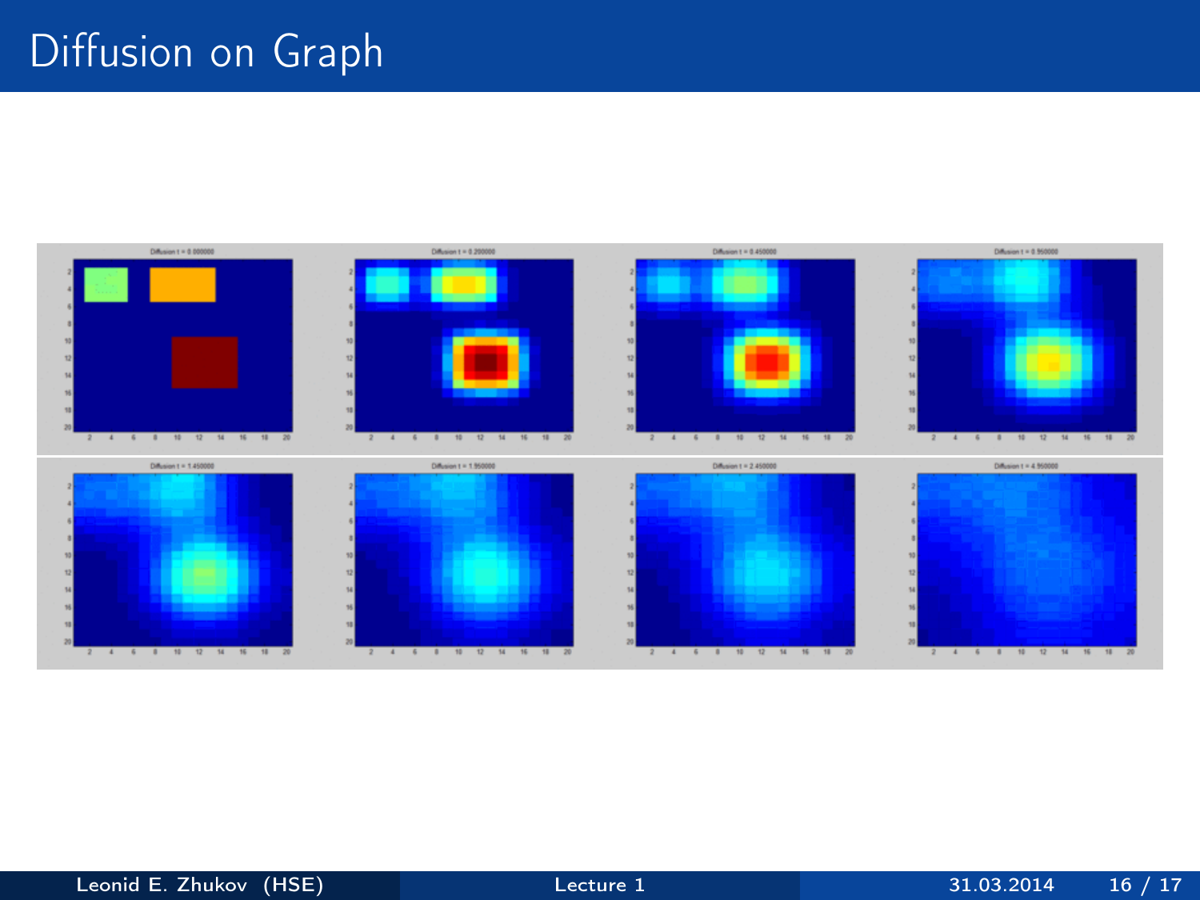# Diffusion on Graph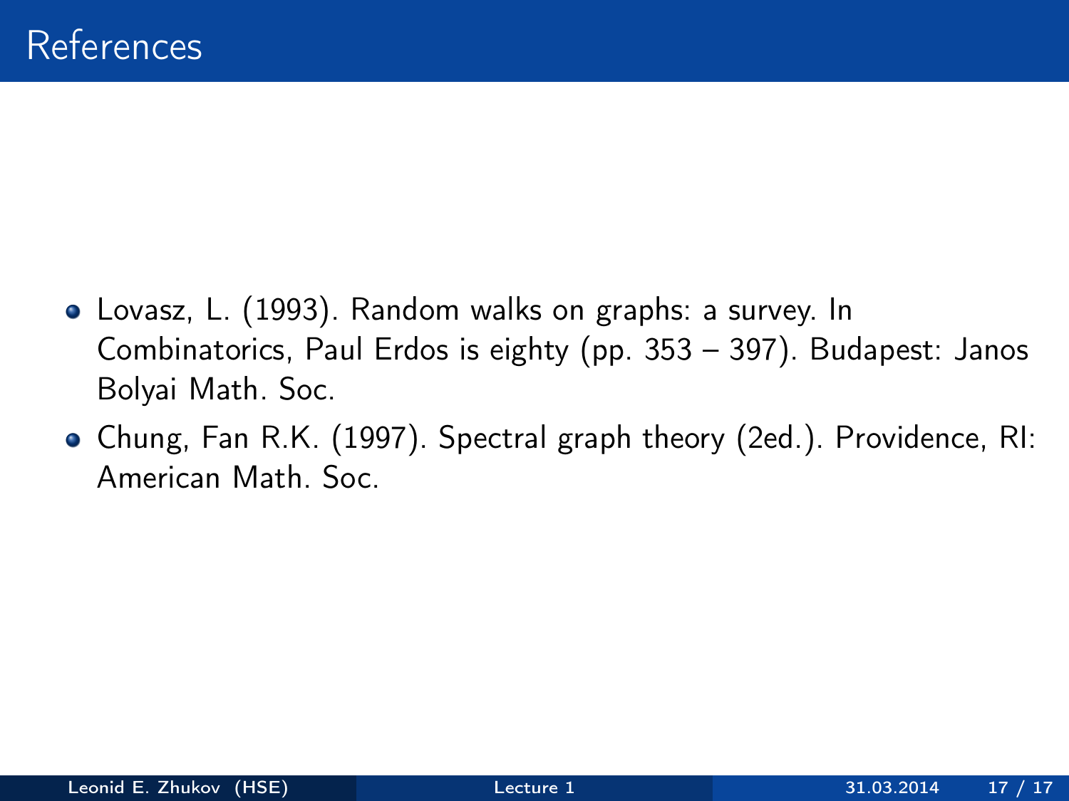# References

- Lovasz, L. (1993). Random walks on graphs: a survey. In Combinatorics, Paul Erdos is eighty (pp. 353 – 397). Budapest: Janos Bolyai Math. Soc.
- Chung, Fan R.K. (1997). Spectral graph theory (2ed.). Providence, RI: American Math. Soc.